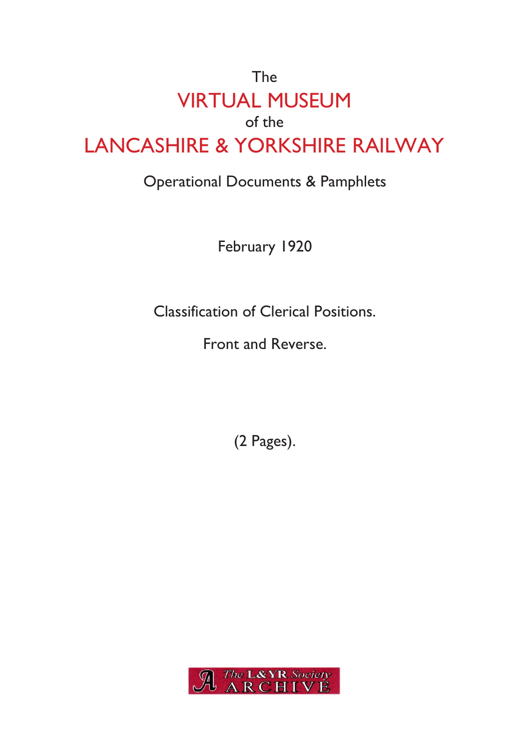# The VIRTUAL MUSEUM of the LANCASHIRE & YORKSHIRE RAILWAY

## Operational Documents & Pamphlets

February 1920

Classification of Clerical Positions.

Front and Reverse.

(2 Pages).

The L&YR Society ARCHIVE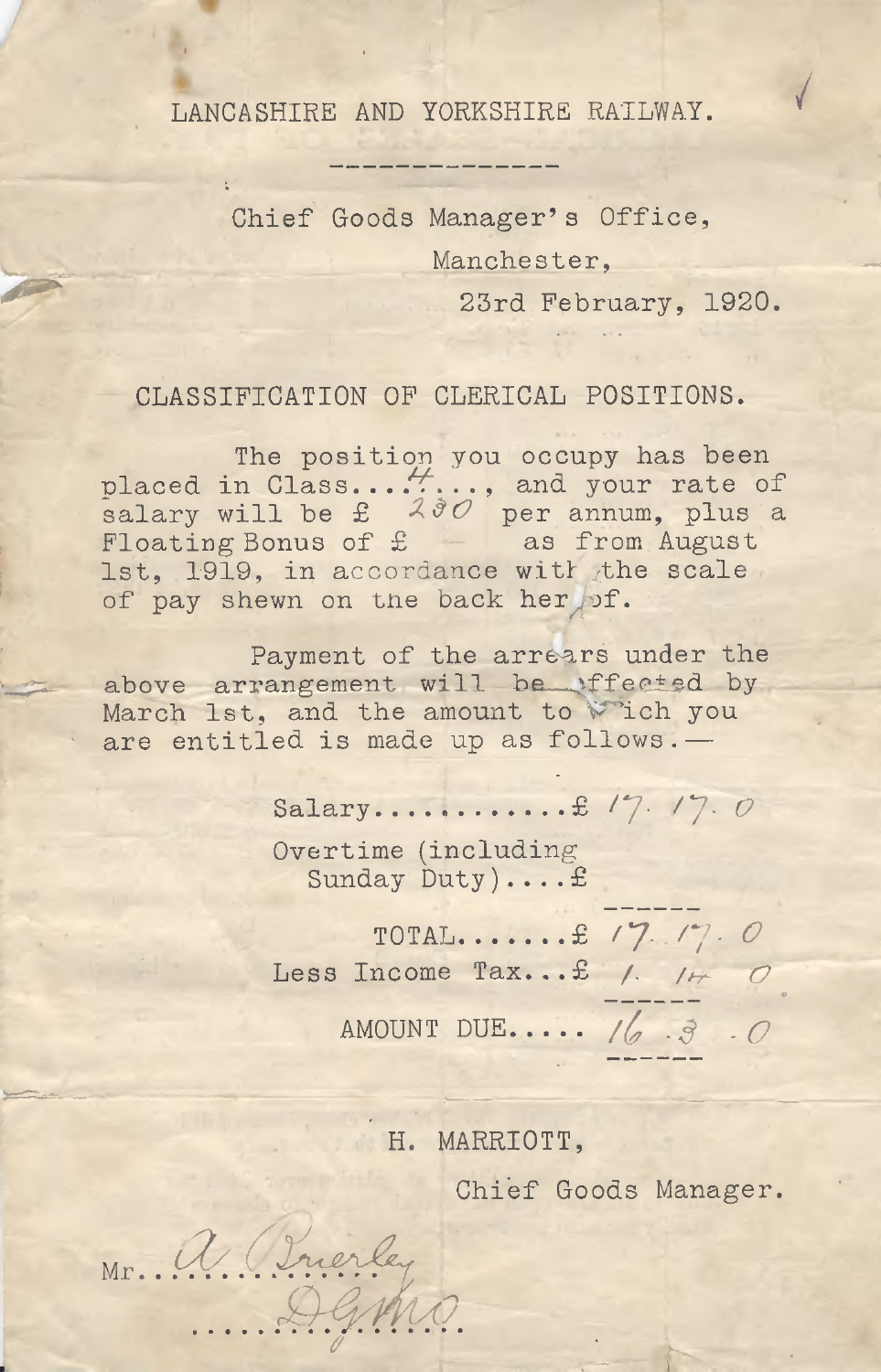LANCASHIRE AND YORKSHIRE RAILWAY.

---

Chief Goods Manager's Office,

Manchester,

23rd February, 1920.

CLASSIFICATION OF CLERICAL POSITIONS.

The position you occupy has been placed in Class....4...., and your rate of salary will be £ 230 per annum, plus a Floating Bonus of £ — as from August 1st, 1919, in accordance with the scale of pay shewn on the back hereof.

Payment of the arrears under the above arrangement will be effected by March 1st, and the amount to which you are entitled is made up as follows.—

| | |
|---|---|
| Salary............£ | 17. 17. 0 |
| Overtime (including Sunday Duty)....£ | |
| TOTAL.......£ | 17. 17. 0 |
| Less Income Tax...£ | 1. 14. 0 |
| AMOUNT DUE..... | 16. 3. 0 |

H. MARRIOTT,

Chief Goods Manager.

Mr. A. Brierley

DGMO.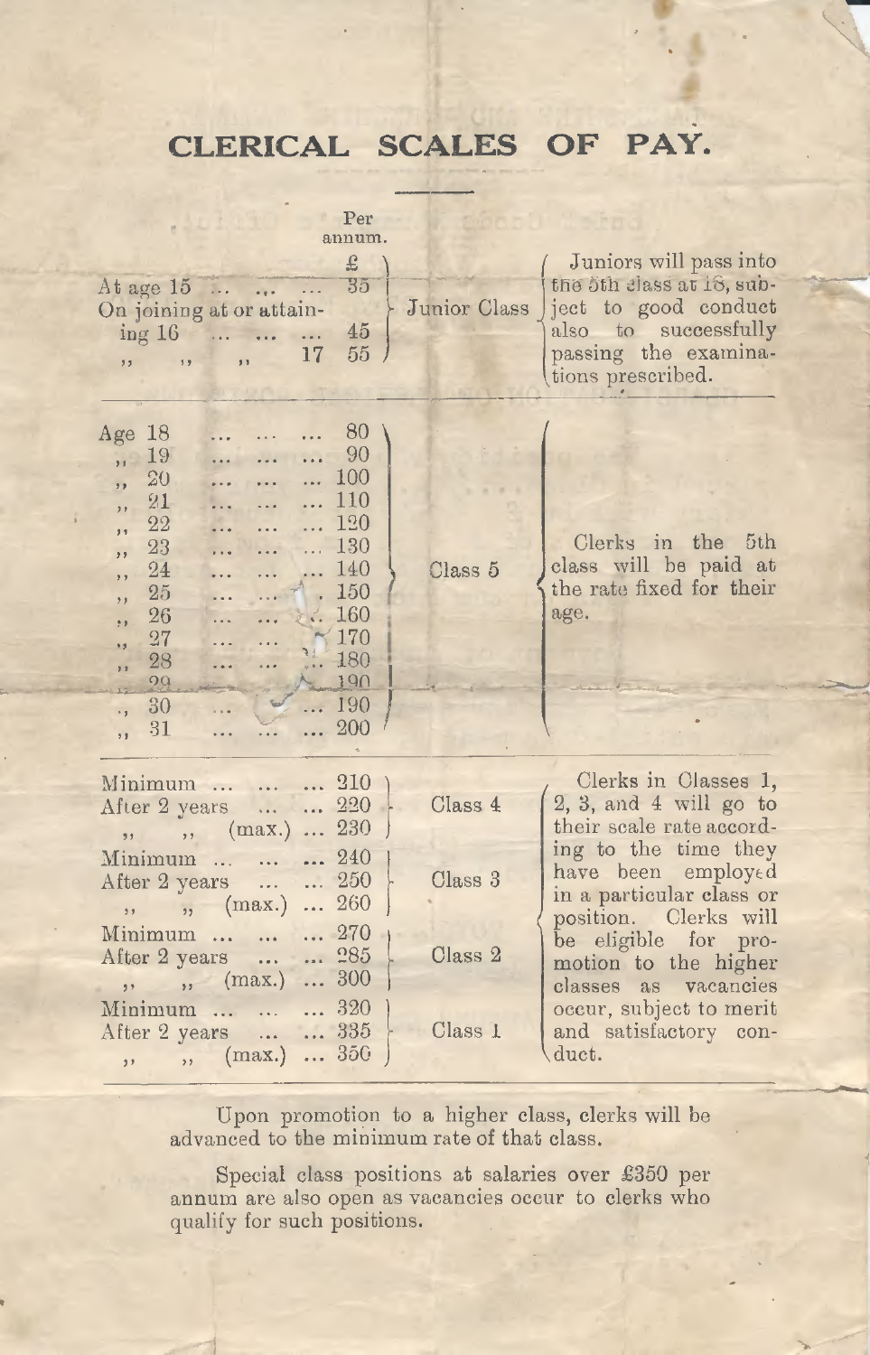# CLERICAL SCALES OF PAY.

| | Per annum. £ | | |
|---|---|---|---|
| At age 15 ... ... ... | 35 | Junior Class | Juniors will pass into the 5th class at 18, subject to good conduct also to successfully passing the examinations prescribed. |
| On joining at or attaining 16 ... ... ... | 45 | | |
| ,, ,, ,, 17 | 55 | | |
| Age 18 ... ... ... | 80 | Class 5 | Clerks in the 5th class will be paid at the rate fixed for their age. |
| ,, 19 ... ... ... | 90 | | |
| ,, 20 ... ... ... | 100 | | |
| ,, 21 ... ... ... | 110 | | |
| ,, 22 ... ... ... | 120 | | |
| ,, 23 ... ... ... | 130 | | |
| ,, 24 ... ... ... | 140 | | |
| ,, 25 ... ... ... | 150 | | |
| ,, 26 ... ... ... | 160 | | |
| ,, 27 ... ... ... | 170 | | |
| ,, 28 ... ... ... | 180 | | |
| ,, 29 | 190 | | |
| ,, 30 ... ... | 190 | | |
| ,, 31 ... ... ... | 200 | | |
| Minimum ... ... ... | 210 | Class 4 | Clerks in Classes 1, 2, 3, and 4 will go to their scale rate according to the time they have been employed in a particular class or position. Clerks will be eligible for promotion to the higher classes as vacancies occur, subject to merit and satisfactory conduct. |
| After 2 years ... ... | 220 | | |
| ,, ,, (max.) ... | 230 | | |
| Minimum ... ... ... | 240 | Class 3 | |
| After 2 years ... ... | 250 | | |
| ,, ,, (max.) ... | 260 | | |
| Minimum ... ... ... | 270 | Class 2 | |
| After 2 years ... ... | 285 | | |
| ,, ,, (max.) ... | 300 | | |
| Minimum ... ... ... | 320 | Class 1 | |
| After 2 years ... ... | 335 | | |
| ,, ,, (max.) ... | 350 | | |

Upon promotion to a higher class, clerks will be advanced to the minimum rate of that class.

Special class positions at salaries over £350 per annum are also open as vacancies occur to clerks who qualify for such positions.